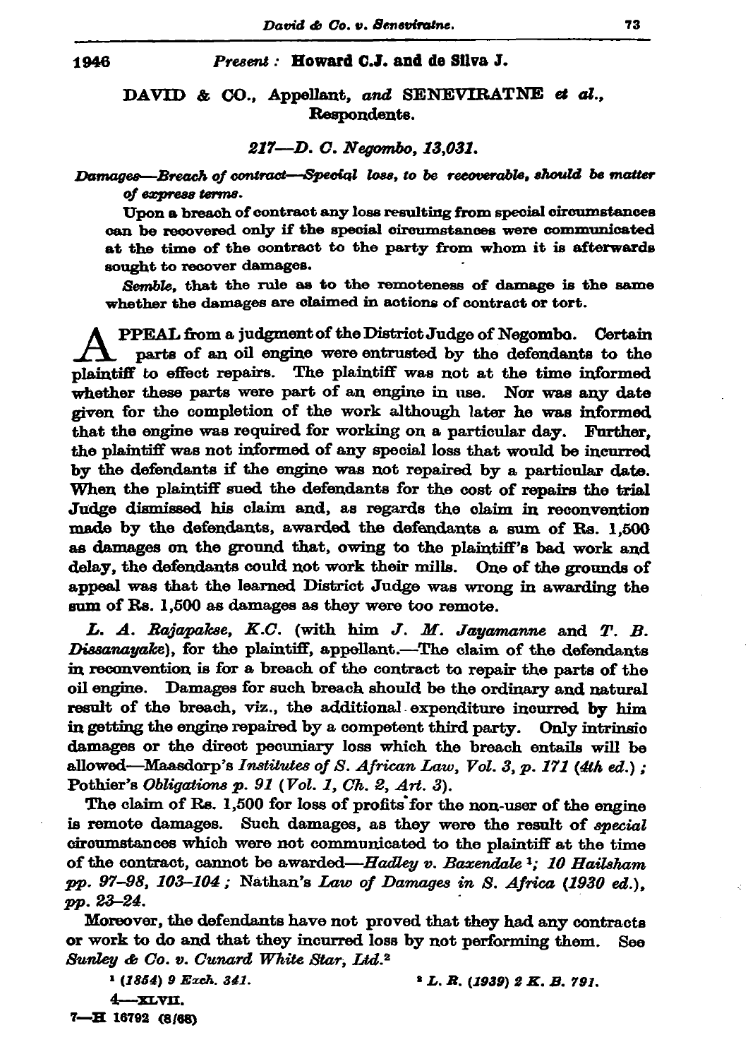1946 *Present:* **Howard C.J. and de Silva J.**

## DAVID & CO., Appellant, *and* SENEVIRATNE *et al.*, Respondents.

### *217—D. C. Negombo, 13,031.*

*Damages—Breach of contract—Special loss, to be recoverable, should be matter of express terms.*

**Upon a breach of contract any loss resulting from special circumstances can be recovered only if the special circumstances were communicated at the time of the contract to the party from whom it is afterwards sought to recover damages.**

***Semble,* that the rule as to the remoteness of damage is the same whether the damages are claimed in actions of contract or tort.**

APPEAL from a judgment of the District Judge of Negombo. Certain parts of an oil engine were entrusted by the defendants to the plaintiff to effect repairs. The plaintiff was not at the time informed whether these parts were part of an engine in use. Nor was any date given for the completion of the work although later he was informed that the engine was required for working on a particular day. Further, the plaintiff was not informed of any special loss that would be incurred by the defendants if the engine was not repaired by a particular date. When the plaintiff sued the defendants for the cost of repairs the trial Judge dismissed his claim and, as regards the claim in reconvention made by the defendants, awarded the defendants a sum of Rs. 1,500 as damages on the ground that, owing to the plaintiff's bad work and delay, the defendants could not work their mills. One of the grounds of appeal was that the learned District Judge was wrong in awarding the sum of Rs. 1,500 as damages as they were too remote.

*L. A. Rajapakse, K.C.* (with him *J. M. Jayamanne* and *T. B. Dissanayake*), for the plaintiff, appellant.—The claim of the defendants in reconvention is for a breach of the contract to repair the parts of the oil engine. Damages for such breach should be the ordinary and natural result of the breach, viz., the additional expenditure incurred by him in getting the engine repaired by a competent third party. Only intrinsic damages or the direct pecuniary loss which the breach entails will be allowed—Maasdorp's *Institutes of S. African Law, Vol. 3, p. 171 (4th ed.)*; Pothier's *Obligations p. 91 (Vol. 1, Ch. 2, Art. 3)*.

The claim of Rs. 1,500 for loss of profits for the non-user of the engine is remote damages. Such damages, as they were the result of *special* circumstances which were not communicated to the plaintiff at the time of the contract, cannot be awarded—*Hadley v. Baxendale* [1]; *10 Hailsham pp. 97–98, 103–104*; Nathan's *Law of Damages in S. Africa (1930 ed.), pp. 23–24.*

Moreover, the defendants have not proved that they had any contracts or work to do and that they incurred loss by not performing them. See *Sunley & Co. v. Cunard White Star, Ltd.* [2]

[1] *(1854) 9 Exch. 341.*

[2] *L. R. (1939) 2 K. B. 791.*

4—XLVII.

7—H 16792 (8/68)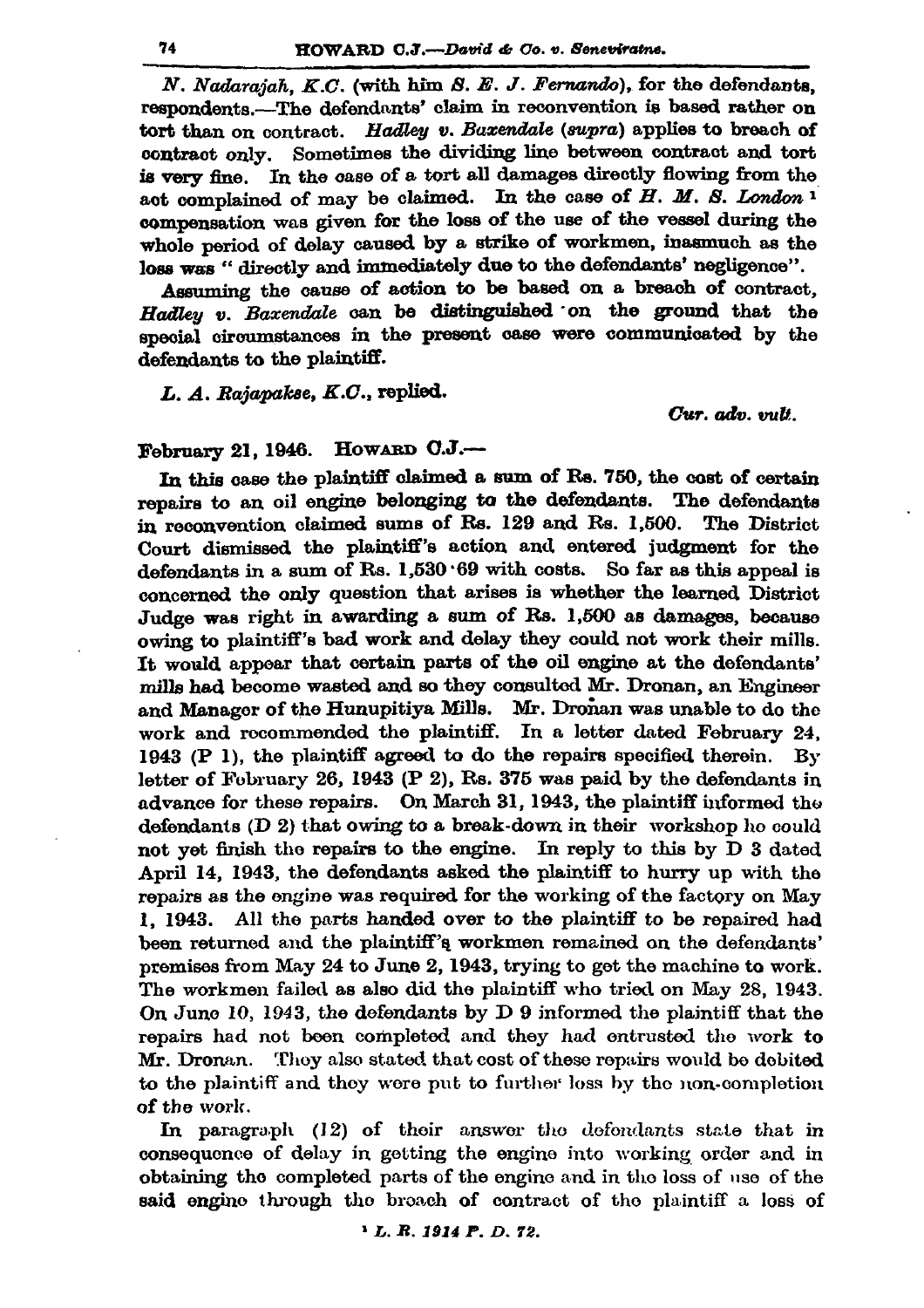*N. Nadarajah, K.C.* (with him *S. E. J. Fernando*), for the defendants, respondents.—The defendants' claim in reconvention is based rather on tort than on contract. *Hadley v. Baxendale* (*supra*) applies to breach of contract only. Sometimes the dividing line between contract and tort is very fine. In the case of a tort all damages directly flowing from the act complained of may be claimed. In the case of *H. M. S. London* [1] compensation was given for the loss of the use of the vessel during the whole period of delay caused by a strike of workmen, inasmuch as the loss was " directly and immediately due to the defendants' negligence".

Assuming the cause of action to be based on a breach of contract, *Hadley v. Baxendale* can be distinguished on the ground that the special circumstances in the present case were communicated by the defendants to the plaintiff.

*L. A. Rajapakse, K.C.*, replied.

*Cur. adv. vult.*

February 21, 1946. HOWARD C.J.—

In this case the plaintiff claimed a sum of Rs. 750, the cost of certain repairs to an oil engine belonging to the defendants. The defendants in reconvention claimed sums of Rs. 129 and Rs. 1,500. The District Court dismissed the plaintiff's action and entered judgment for the defendants in a sum of Rs. 1,530·69 with costs. So far as this appeal is concerned the only question that arises is whether the learned District Judge was right in awarding a sum of Rs. 1,500 as damages, because owing to plaintiff's bad work and delay they could not work their mills. It would appear that certain parts of the oil engine at the defendants' mills had become wasted and so they consulted Mr. Dronan, an Engineer and Manager of the Hunupitiya Mills. Mr. Dronan was unable to do the work and recommended the plaintiff. In a letter dated February 24, 1943 (P 1), the plaintiff agreed to do the repairs specified therein. By letter of February 26, 1943 (P 2), Rs. 375 was paid by the defendants in advance for these repairs. On March 31, 1943, the plaintiff informed the defendants (D 2) that owing to a break-down in their workshop he could not yet finish the repairs to the engine. In reply to this by D 3 dated April 14, 1943, the defendants asked the plaintiff to hurry up with the repairs as the engine was required for the working of the factory on May 1, 1943. All the parts handed over to the plaintiff to be repaired had been returned and the plaintiff's workmen remained on the defendants' premises from May 24 to June 2, 1943, trying to get the machine to work. The workmen failed as also did the plaintiff who tried on May 28, 1943. On June 10, 1943, the defendants by D 9 informed the plaintiff that the repairs had not been completed and they had entrusted the work to Mr. Dronan. They also stated that cost of these repairs would be debited to the plaintiff and they were put to further loss by the non-completion of the work.

In paragraph (12) of their answer the defendants state that in consequence of delay in getting the engine into working order and in obtaining the completed parts of the engine and in the loss of use of the said engine through the breach of contract of the plaintiff a loss of

[1] *L. R. 1914 P. D. 72.*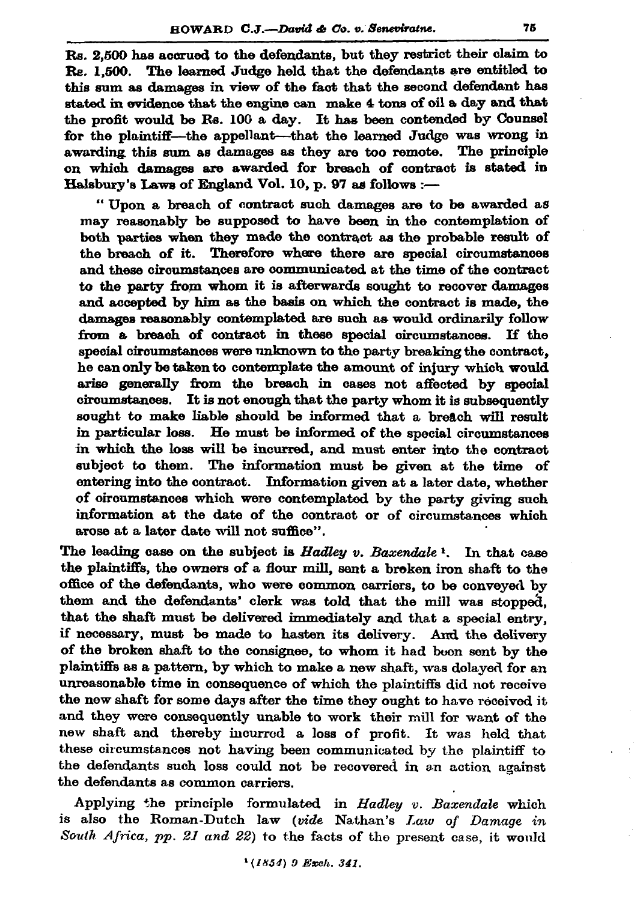Rs. 2,500 has accrued to the defendants, but they restrict their claim to Rs. 1,500. The learned Judge held that the defendants are entitled to this sum as damages in view of the fact that the second defendant has stated in evidence that the engine can make 4 tons of oil a day and that the profit would be Rs. 100 a day. It has been contended by Counsel for the plaintiff—the appellant—that the learned Judge was wrong in awarding this sum as damages as they are too remote. The principle on which damages are awarded for breach of contract is stated in Halsbury's Laws of England Vol. 10, p. 97 as follows :—

> " Upon a breach of contract such damages are to be awarded as may reasonably be supposed to have been in the contemplation of both parties when they made the contract as the probable result of the breach of it. Therefore where there are special circumstances and these circumstances are communicated at the time of the contract to the party from whom it is afterwards sought to recover damages and accepted by him as the basis on which the contract is made, the damages reasonably contemplated are such as would ordinarily follow from a breach of contract in these special circumstances. If the special circumstances were unknown to the party breaking the contract, he can only be taken to contemplate the amount of injury which would arise generally from the breach in cases not affected by special circumstances. It is not enough that the party whom it is subsequently sought to make liable should be informed that a breach will result in particular loss. He must be informed of the special circumstances in which the loss will be incurred, and must enter into the contract subject to them. The information must be given at the time of entering into the contract. Information given at a later date, whether of circumstances which were contemplated by the party giving such information at the date of the contract or of circumstances which arose at a later date will not suffice".

The leading case on the subject is *Hadley v. Baxendale* [1]. In that case the plaintiffs, the owners of a flour mill, sent a broken iron shaft to the office of the defendants, who were common carriers, to be conveyed by them and the defendants' clerk was told that the mill was stopped, that the shaft must be delivered immediately and that a special entry, if necessary, must be made to hasten its delivery. And the delivery of the broken shaft to the consignee, to whom it had been sent by the plaintiffs as a pattern, by which to make a new shaft, was delayed for an unreasonable time in consequence of which the plaintiffs did not receive the new shaft for some days after the time they ought to have received it and they were consequently unable to work their mill for want of the new shaft and thereby incurred a loss of profit. It was held that these circumstances not having been communicated by the plaintiff to the defendants such loss could not be recovered in an action against the defendants as common carriers.

Applying the principle formulated in *Hadley v. Baxendale* which is also the Roman-Dutch law (*vide* Nathan's *Law of Damage in South Africa, pp. 21 and 22*) to the facts of the present case, it would

[1] *(1854) 9 Exch. 341.*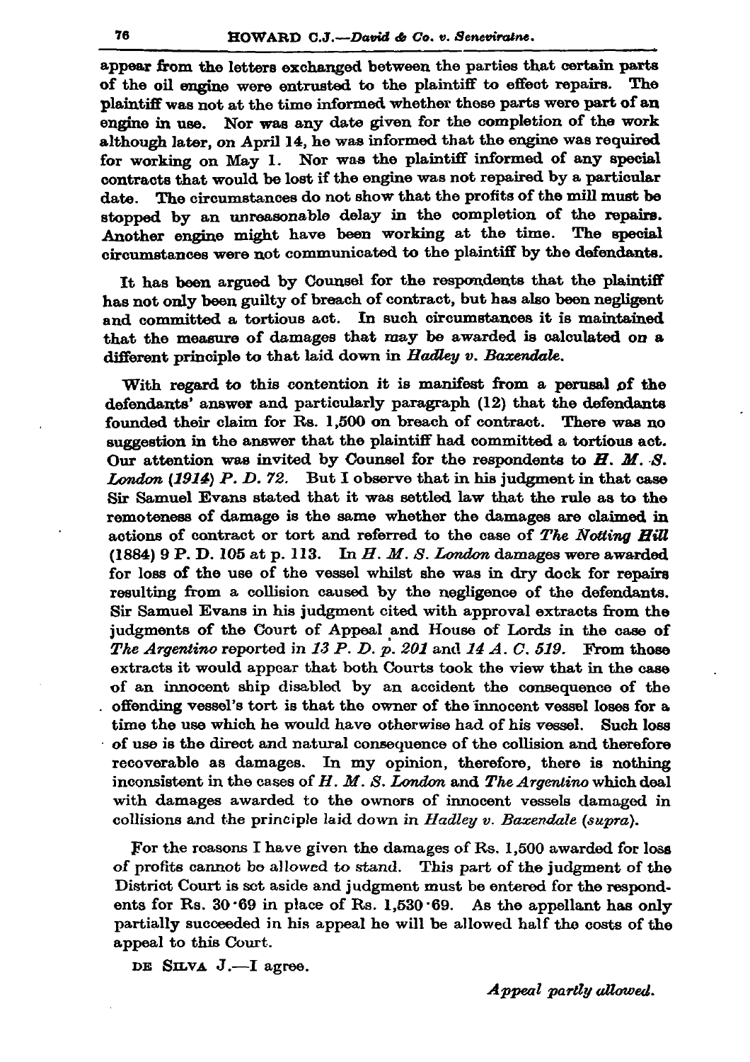appear from the letters exchanged between the parties that certain parts of the oil engine were entrusted to the plaintiff to effect repairs. The plaintiff was not at the time informed whether these parts were part of an engine in use. Nor was any date given for the completion of the work although later, on April 14, he was informed that the engine was required for working on May 1. Nor was the plaintiff informed of any special contracts that would be lost if the engine was not repaired by a particular date. The circumstances do not show that the profits of the mill must be stopped by an unreasonable delay in the completion of the repairs. Another engine might have been working at the time. The special circumstances were not communicated to the plaintiff by the defendants.

It has been argued by Counsel for the respondents that the plaintiff has not only been guilty of breach of contract, but has also been negligent and committed a tortious act. In such circumstances it is maintained that the measure of damages that may be awarded is calculated on a different principle to that laid down in *Hadley v. Baxendale*.

With regard to this contention it is manifest from a perusal of the defendants' answer and particularly paragraph (12) that the defendants founded their claim for Rs. 1,500 on breach of contract. There was no suggestion in the answer that the plaintiff had committed a tortious act. Our attention was invited by Counsel for the respondents to *H. M. S. London (1914) P. D. 72.* But I observe that in his judgment in that case Sir Samuel Evans stated that it was settled law that the rule as to the remoteness of damage is the same whether the damages are claimed in actions of contract or tort and referred to the case of *The Notting Hill* (1884) 9 P. D. 105 at p. 113. In *H. M. S. London* damages were awarded for loss of the use of the vessel whilst she was in dry dock for repairs resulting from a collision caused by the negligence of the defendants. Sir Samuel Evans in his judgment cited with approval extracts from the judgments of the Court of Appeal and House of Lords in the case of *The Argentino* reported in *13 P. D. p. 201* and *14 A. C. 519*. From those extracts it would appear that both Courts took the view that in the case of an innocent ship disabled by an accident the consequence of the offending vessel's tort is that the owner of the innocent vessel loses for a time the use which he would have otherwise had of his vessel. Such loss of use is the direct and natural consequence of the collision and therefore recoverable as damages. In my opinion, therefore, there is nothing inconsistent in the cases of *H. M. S. London* and *The Argentino* which deal with damages awarded to the owners of innocent vessels damaged in collisions and the principle laid down in *Hadley v. Baxendale (supra)*.

For the reasons I have given the damages of Rs. 1,500 awarded for loss of profits cannot be allowed to stand. This part of the judgment of the District Court is set aside and judgment must be entered for the respondents for Rs. 30·69 in place of Rs. 1,530·69. As the appellant has only partially succeeded in his appeal he will be allowed half the costs of the appeal to this Court.

DE SILVA J.—I agree.

*Appeal partly allowed.*